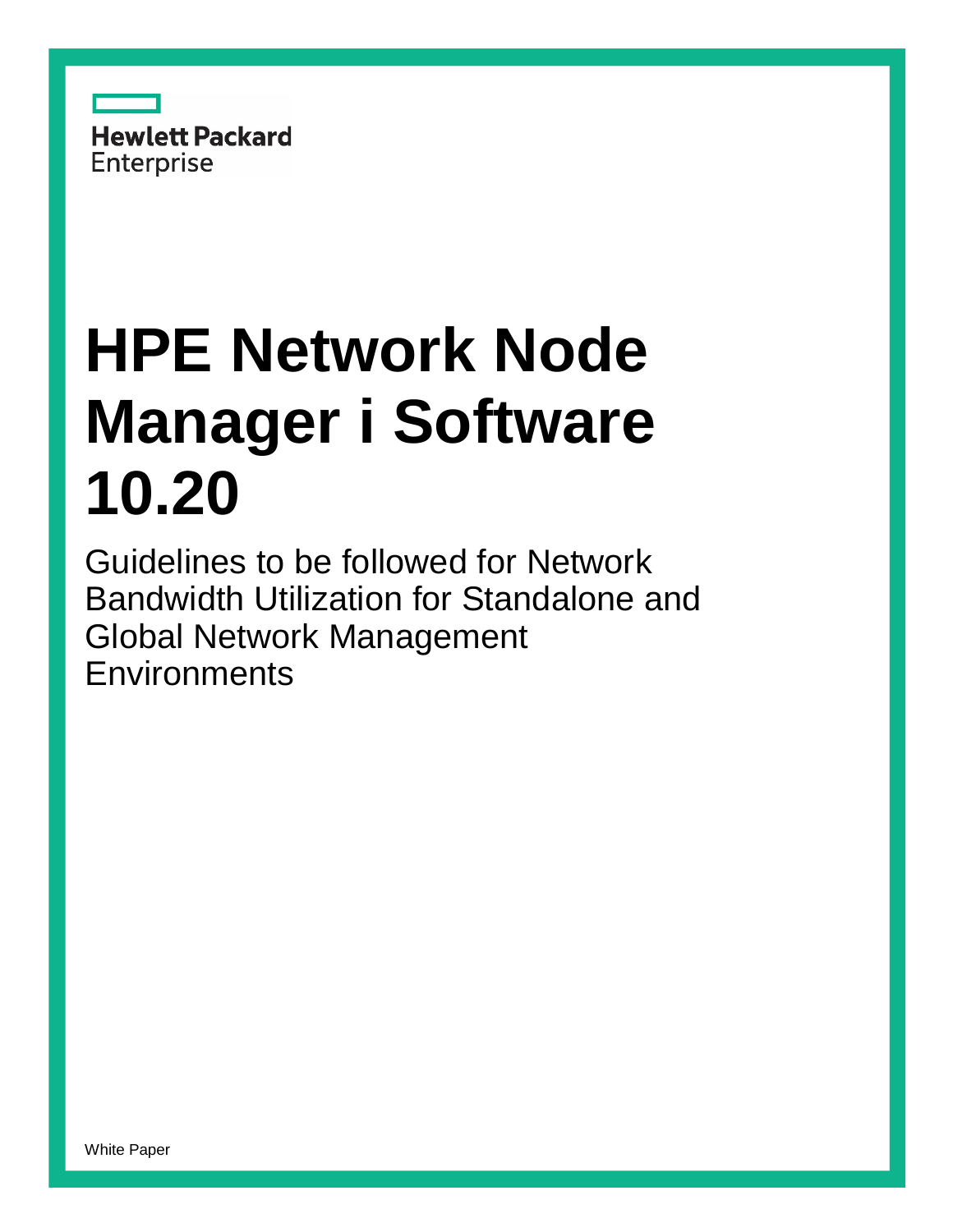Hewlett Packard Enterprise

# HPE Network Node Manager i Software 10.20

Guidelines to be followed for Network Bandwidth Utilization for Standalone and Global Network Management Environments

White Paper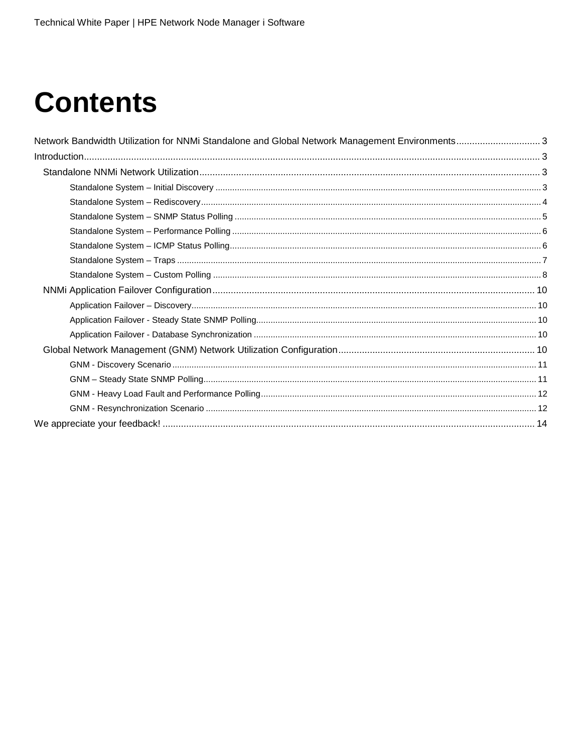# Contents

Network Bandwidth Utilization for NNMi Standalone and Global Network Management Environments ................................ 3

Introduction ................................................................................................................................................................ 3

- Standalone NNMi Network Utilization ................................................................................................................... 3
  - Standalone System – Initial Discovery ................................................................................................................ 3
  - Standalone System – Rediscovery ...................................................................................................................... 4
  - Standalone System – SNMP Status Polling ......................................................................................................... 5
  - Standalone System – Performance Polling .......................................................................................................... 6
  - Standalone System – ICMP Status Polling ........................................................................................................... 6
  - Standalone System – Traps ................................................................................................................................ 7
  - Standalone System – Custom Polling .................................................................................................................. 8
- NNMi Application Failover Configuration ............................................................................................................ 10
  - Application Failover – Discovery ....................................................................................................................... 10
  - Application Failover - Steady State SNMP Polling .............................................................................................. 10
  - Application Failover - Database Synchronization ............................................................................................... 10
- Global Network Management (GNM) Network Utilization Configuration .............................................................. 10
  - GNM - Discovery Scenario ................................................................................................................................ 11
  - GNM – Steady State SNMP Polling .................................................................................................................... 11
  - GNM - Heavy Load Fault and Performance Polling ............................................................................................ 12
  - GNM - Resynchronization Scenario ................................................................................................................... 12

We appreciate your feedback! ................................................................................................................................. 14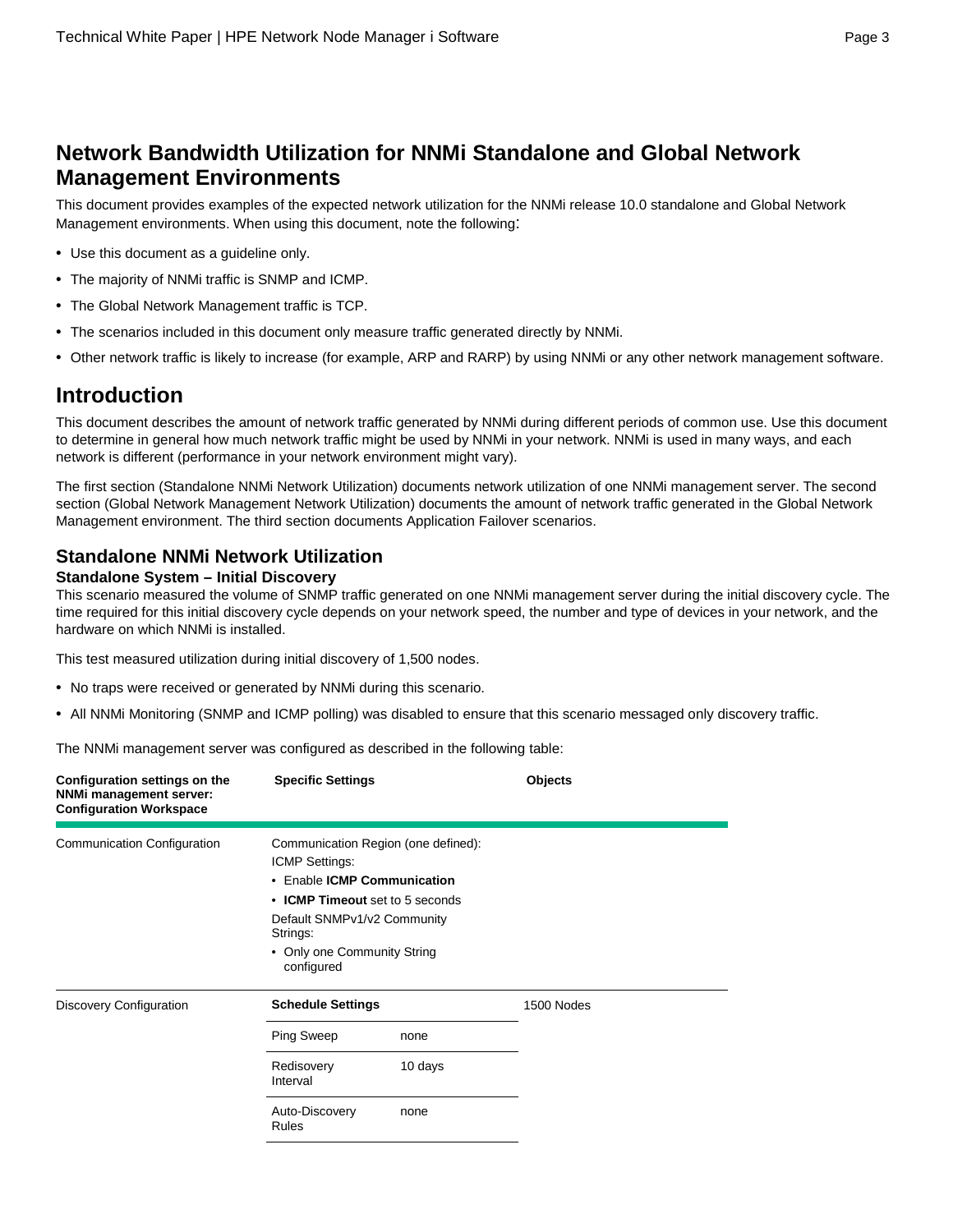# Network Bandwidth Utilization for NNMi Standalone and Global Network Management Environments

This document provides examples of the expected network utilization for the NNMi release 10.0 standalone and Global Network Management environments. When using this document, note the following:

- Use this document as a guideline only.
- The majority of NNMi traffic is SNMP and ICMP.
- The Global Network Management traffic is TCP.
- The scenarios included in this document only measure traffic generated directly by NNMi.
- Other network traffic is likely to increase (for example, ARP and RARP) by using NNMi or any other network management software.

# Introduction

This document describes the amount of network traffic generated by NNMi during different periods of common use. Use this document to determine in general how much network traffic might be used by NNMi in your network. NNMi is used in many ways, and each network is different (performance in your network environment might vary).

The first section (Standalone NNMi Network Utilization) documents network utilization of one NNMi management server. The second section (Global Network Management Network Utilization) documents the amount of network traffic generated in the Global Network Management environment. The third section documents Application Failover scenarios.

## Standalone NNMi Network Utilization

### Standalone System – Initial Discovery

This scenario measured the volume of SNMP traffic generated on one NNMi management server during the initial discovery cycle. The time required for this initial discovery cycle depends on your network speed, the number and type of devices in your network, and the hardware on which NNMi is installed.

This test measured utilization during initial discovery of 1,500 nodes.

- No traps were received or generated by NNMi during this scenario.
- All NNMi Monitoring (SNMP and ICMP polling) was disabled to ensure that this scenario messaged only discovery traffic.

The NNMi management server was configured as described in the following table:

| Configuration settings on the NNMi management server: Configuration Workspace | Specific Settings | | Objects |
|---|---|---|---|
| Communication Configuration | Communication Region (one defined):<br>ICMP Settings:<br>• Enable **ICMP Communication**<br>• **ICMP Timeout** set to 5 seconds<br>Default SNMPv1/v2 Community Strings:<br>• Only one Community String configured | | |
| Discovery Configuration | **Schedule Settings** | | 1500 Nodes |
| | Ping Sweep | none | |
| | Redisovery Interval | 10 days | |
| | Auto-Discovery Rules | none | |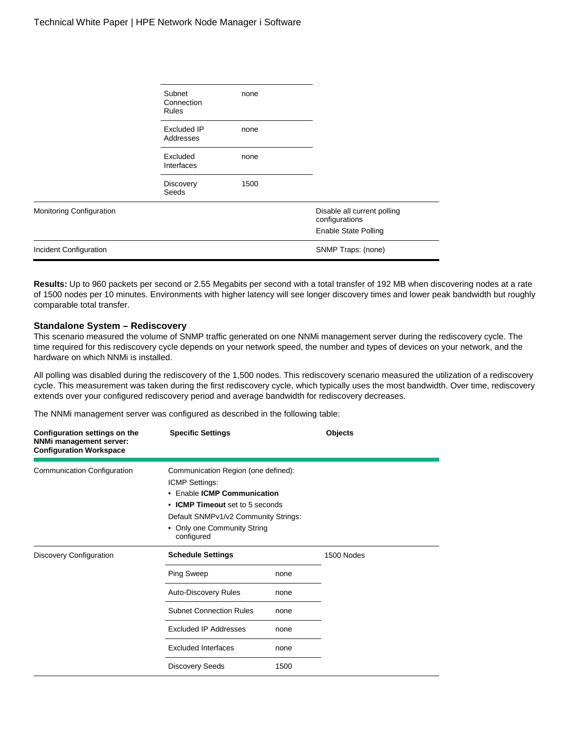| | | | |
|---|---|---|---|
| | Subnet Connection Rules | none | |
| | Excluded IP Addresses | none | |
| | Excluded Interfaces | none | |
| | Discovery Seeds | 1500 | |
| Monitoring Configuration | | | Disable all current polling configurations<br>Enable State Polling |
| Incident Configuration | | | SNMP Traps: (none) |

**Results:** Up to 960 packets per second or 2.55 Megabits per second with a total transfer of 192 MB when discovering nodes at a rate of 1500 nodes per 10 minutes. Environments with higher latency will see longer discovery times and lower peak bandwidth but roughly comparable total transfer.

### Standalone System – Rediscovery

This scenario measured the volume of SNMP traffic generated on one NNMi management server during the rediscovery cycle. The time required for this rediscovery cycle depends on your network speed, the number and types of devices on your network, and the hardware on which NNMi is installed.

All polling was disabled during the rediscovery of the 1,500 nodes. This rediscovery scenario measured the utilization of a rediscovery cycle. This measurement was taken during the first rediscovery cycle, which typically uses the most bandwidth. Over time, rediscovery extends over your configured rediscovery period and average bandwidth for rediscovery decreases.

The NNMi management server was configured as described in the following table:

| Configuration settings on the NNMi management server: Configuration Workspace | Specific Settings | | Objects |
|---|---|---|---|
| Communication Configuration | Communication Region (one defined):<br>ICMP Settings:<br>• Enable **ICMP Communication**<br>• **ICMP Timeout** set to 5 seconds<br>Default SNMPv1/v2 Community Strings:<br>• Only one Community String configured | | |
| Discovery Configuration | **Schedule Settings** | | 1500 Nodes |
| | Ping Sweep | none | |
| | Auto-Discovery Rules | none | |
| | Subnet Connection Rules | none | |
| | Excluded IP Addresses | none | |
| | Excluded Interfaces | none | |
| | Discovery Seeds | 1500 | |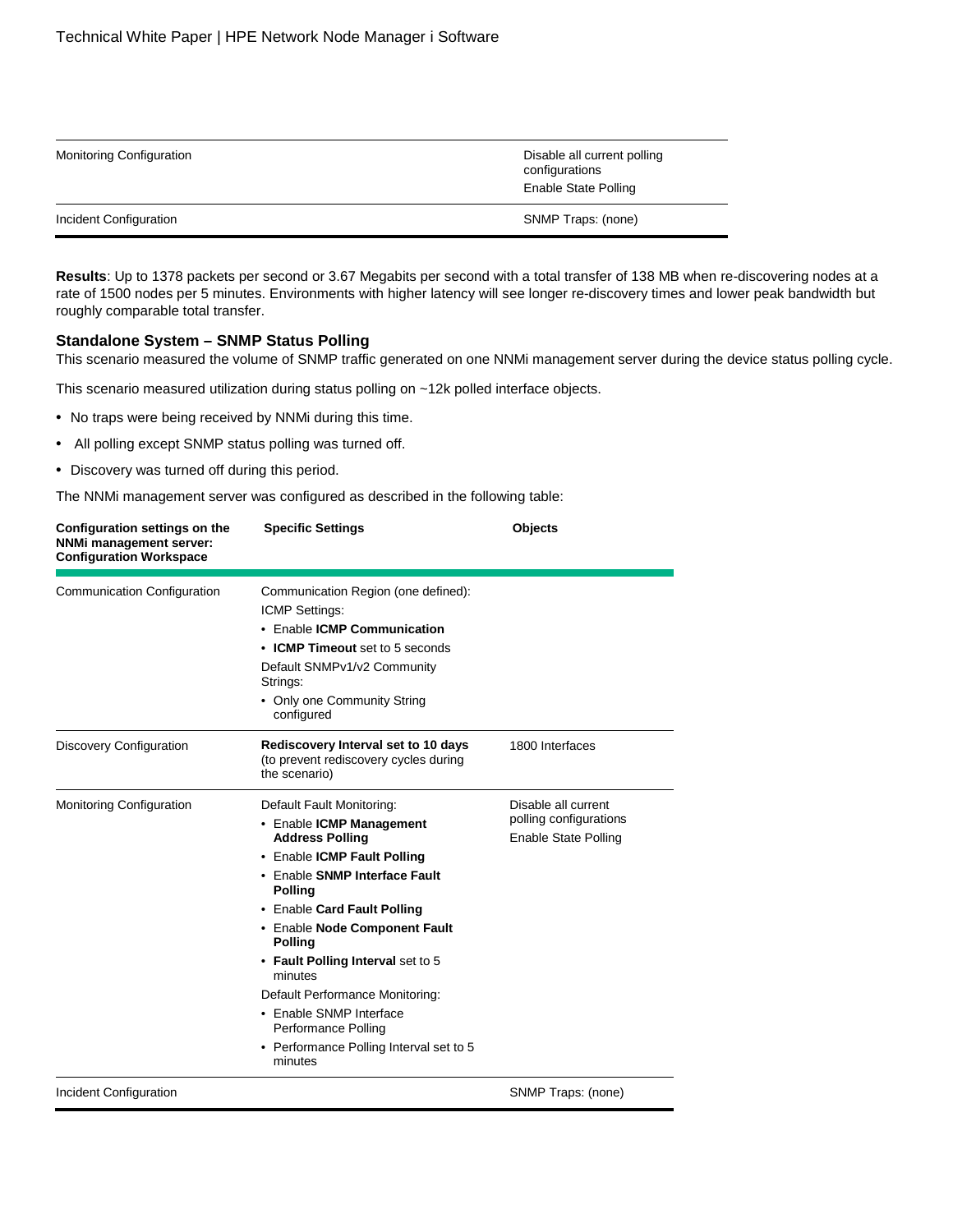| | |
|---|---|
| Monitoring Configuration | Disable all current polling configurations<br>Enable State Polling |
| Incident Configuration | SNMP Traps: (none) |

**Results**: Up to 1378 packets per second or 3.67 Megabits per second with a total transfer of 138 MB when re-discovering nodes at a rate of 1500 nodes per 5 minutes. Environments with higher latency will see longer re-discovery times and lower peak bandwidth but roughly comparable total transfer.

### Standalone System – SNMP Status Polling

This scenario measured the volume of SNMP traffic generated on one NNMi management server during the device status polling cycle.

This scenario measured utilization during status polling on ~12k polled interface objects.

- No traps were being received by NNMi during this time.
- All polling except SNMP status polling was turned off.
- Discovery was turned off during this period.

The NNMi management server was configured as described in the following table:

| Configuration settings on the NNMi management server: Configuration Workspace | Specific Settings | Objects |
|---|---|---|
| Communication Configuration | Communication Region (one defined):<br>ICMP Settings:<br>• Enable **ICMP Communication**<br>• **ICMP Timeout** set to 5 seconds<br>Default SNMPv1/v2 Community Strings:<br>• Only one Community String configured | |
| Discovery Configuration | **Rediscovery Interval set to 10 days** (to prevent rediscovery cycles during the scenario) | 1800 Interfaces |
| Monitoring Configuration | Default Fault Monitoring:<br>• Enable **ICMP Management Address Polling**<br>• Enable **ICMP Fault Polling**<br>• Enable **SNMP Interface Fault Polling**<br>• Enable **Card Fault Polling**<br>• Enable **Node Component Fault Polling**<br>• **Fault Polling Interval** set to 5 minutes<br>Default Performance Monitoring:<br>• Enable SNMP Interface Performance Polling<br>• Performance Polling Interval set to 5 minutes | Disable all current polling configurations<br>Enable State Polling |
| Incident Configuration | | SNMP Traps: (none) |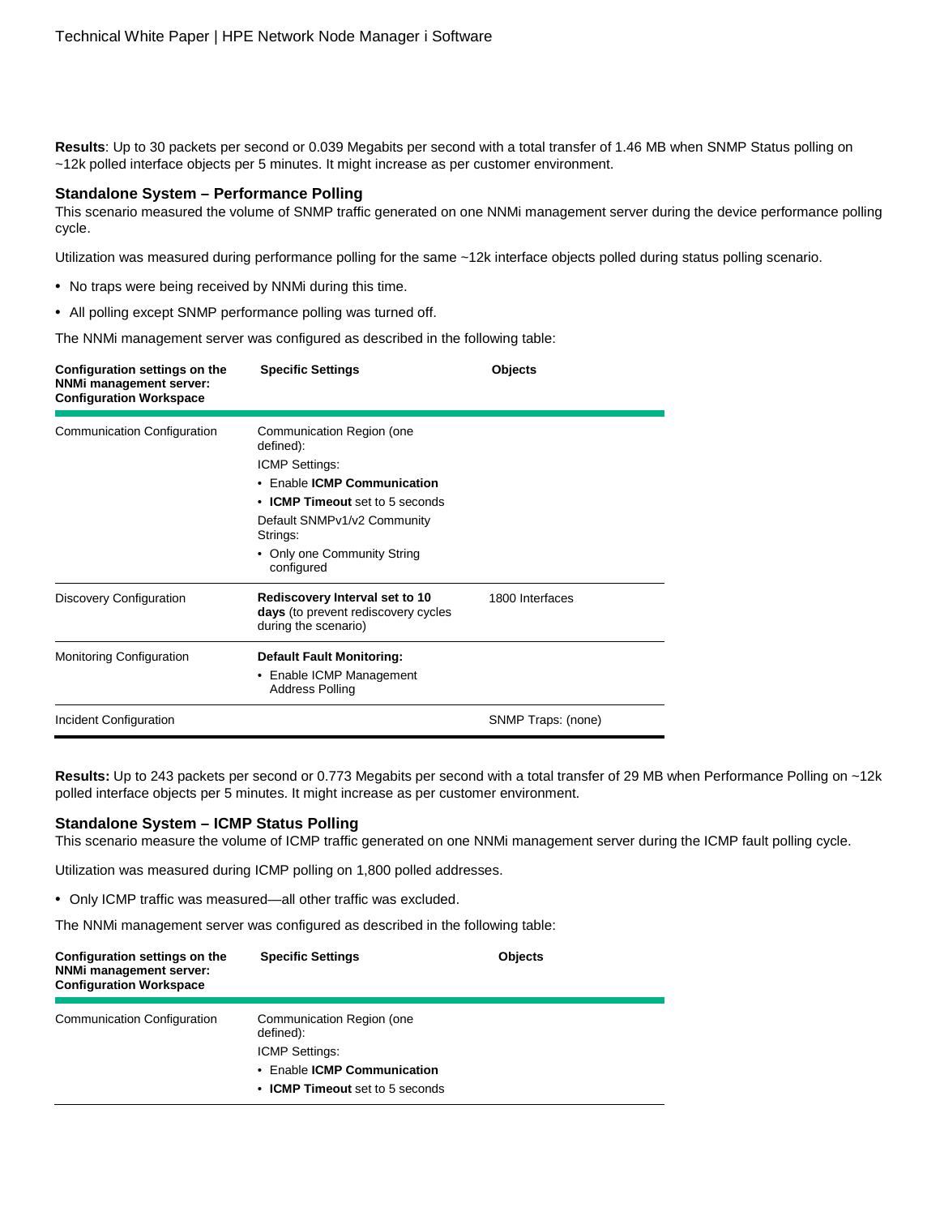**Results**: Up to 30 packets per second or 0.039 Megabits per second with a total transfer of 1.46 MB when SNMP Status polling on ~12k polled interface objects per 5 minutes. It might increase as per customer environment.

### Standalone System – Performance Polling

This scenario measured the volume of SNMP traffic generated on one NNMi management server during the device performance polling cycle.

Utilization was measured during performance polling for the same ~12k interface objects polled during status polling scenario.

- No traps were being received by NNMi during this time.
- All polling except SNMP performance polling was turned off.

The NNMi management server was configured as described in the following table:

| Configuration settings on the NNMi management server: Configuration Workspace | Specific Settings | Objects |
|---|---|---|
| Communication Configuration | Communication Region (one defined):<br>ICMP Settings:<br>• Enable **ICMP Communication**<br>• **ICMP Timeout** set to 5 seconds<br>Default SNMPv1/v2 Community Strings:<br>• Only one Community String configured | |
| Discovery Configuration | **Rediscovery Interval set to 10 days** (to prevent rediscovery cycles during the scenario) | 1800 Interfaces |
| Monitoring Configuration | **Default Fault Monitoring:**<br>• Enable ICMP Management Address Polling | |
| Incident Configuration | | SNMP Traps: (none) |

**Results:** Up to 243 packets per second or 0.773 Megabits per second with a total transfer of 29 MB when Performance Polling on ~12k polled interface objects per 5 minutes. It might increase as per customer environment.

### Standalone System – ICMP Status Polling

This scenario measure the volume of ICMP traffic generated on one NNMi management server during the ICMP fault polling cycle.

Utilization was measured during ICMP polling on 1,800 polled addresses.

- Only ICMP traffic was measured—all other traffic was excluded.

The NNMi management server was configured as described in the following table:

| Configuration settings on the NNMi management server: Configuration Workspace | Specific Settings | Objects |
|---|---|---|
| Communication Configuration | Communication Region (one defined):<br>ICMP Settings:<br>• Enable **ICMP Communication**<br>• **ICMP Timeout** set to 5 seconds | |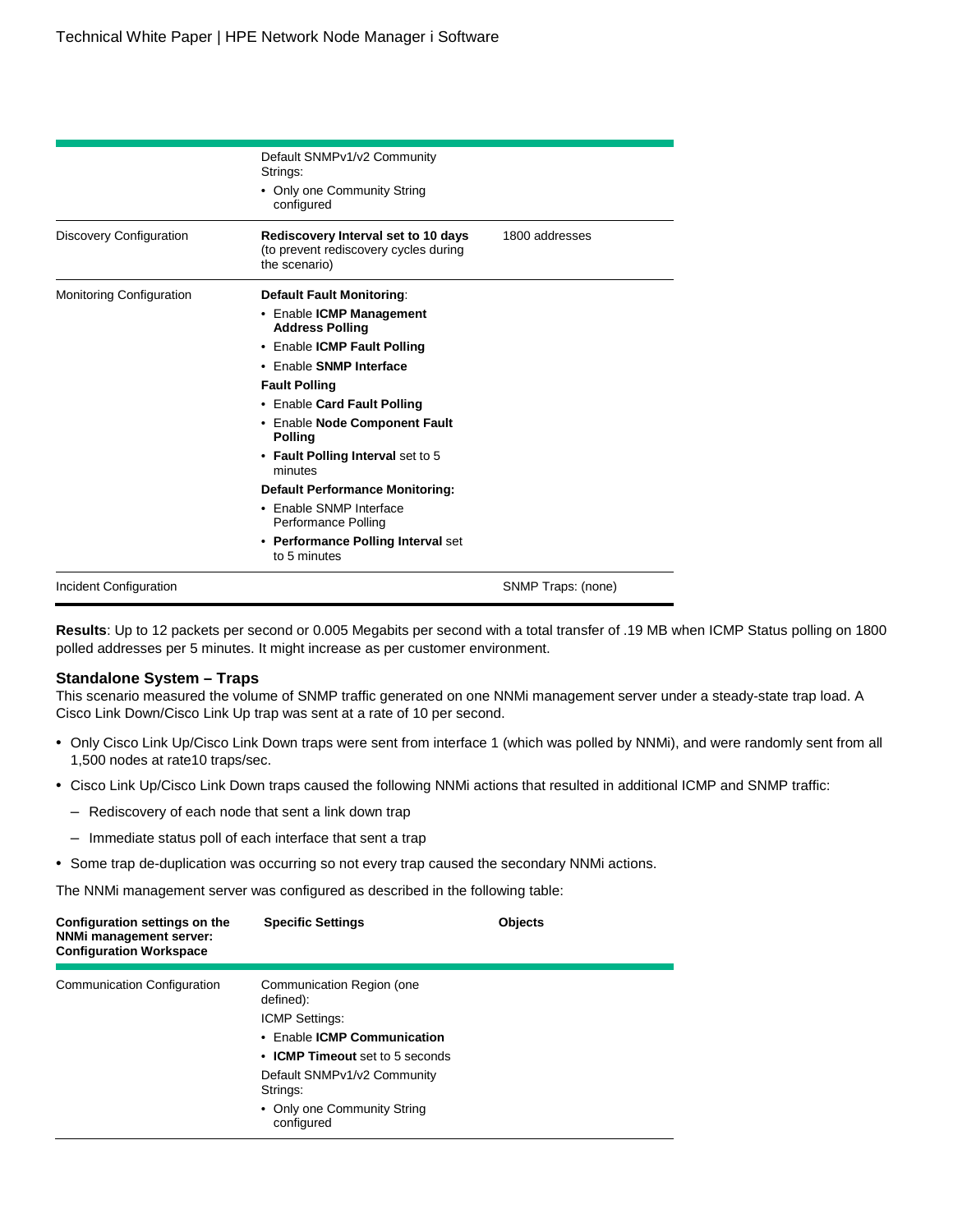| | | |
|---|---|---|
| | Default SNMPv1/v2 Community Strings:<br>• Only one Community String configured | |
| Discovery Configuration | **Rediscovery Interval set to 10 days** (to prevent rediscovery cycles during the scenario) | 1800 addresses |
| Monitoring Configuration | **Default Fault Monitoring**:<br>• Enable **ICMP Management Address Polling**<br>• Enable **ICMP Fault Polling**<br>• Enable **SNMP Interface**<br>**Fault Polling**<br>• Enable **Card Fault Polling**<br>• Enable **Node Component Fault Polling**<br>• **Fault Polling Interval** set to 5 minutes<br>**Default Performance Monitoring:**<br>• Enable SNMP Interface Performance Polling<br>• **Performance Polling Interval** set to 5 minutes | |
| Incident Configuration | | SNMP Traps: (none) |

**Results**: Up to 12 packets per second or 0.005 Megabits per second with a total transfer of .19 MB when ICMP Status polling on 1800 polled addresses per 5 minutes. It might increase as per customer environment.

### Standalone System – Traps

This scenario measured the volume of SNMP traffic generated on one NNMi management server under a steady-state trap load. A Cisco Link Down/Cisco Link Up trap was sent at a rate of 10 per second.

- Only Cisco Link Up/Cisco Link Down traps were sent from interface 1 (which was polled by NNMi), and were randomly sent from all 1,500 nodes at rate10 traps/sec.
- Cisco Link Up/Cisco Link Down traps caused the following NNMi actions that resulted in additional ICMP and SNMP traffic:
  - Rediscovery of each node that sent a link down trap
  - Immediate status poll of each interface that sent a trap
- Some trap de-duplication was occurring so not every trap caused the secondary NNMi actions.

The NNMi management server was configured as described in the following table:

| Configuration settings on the NNMi management server: Configuration Workspace | Specific Settings | Objects |
|---|---|---|
| Communication Configuration | Communication Region (one defined):<br>ICMP Settings:<br>• Enable **ICMP Communication**<br>• **ICMP Timeout** set to 5 seconds<br>Default SNMPv1/v2 Community Strings:<br>• Only one Community String configured | |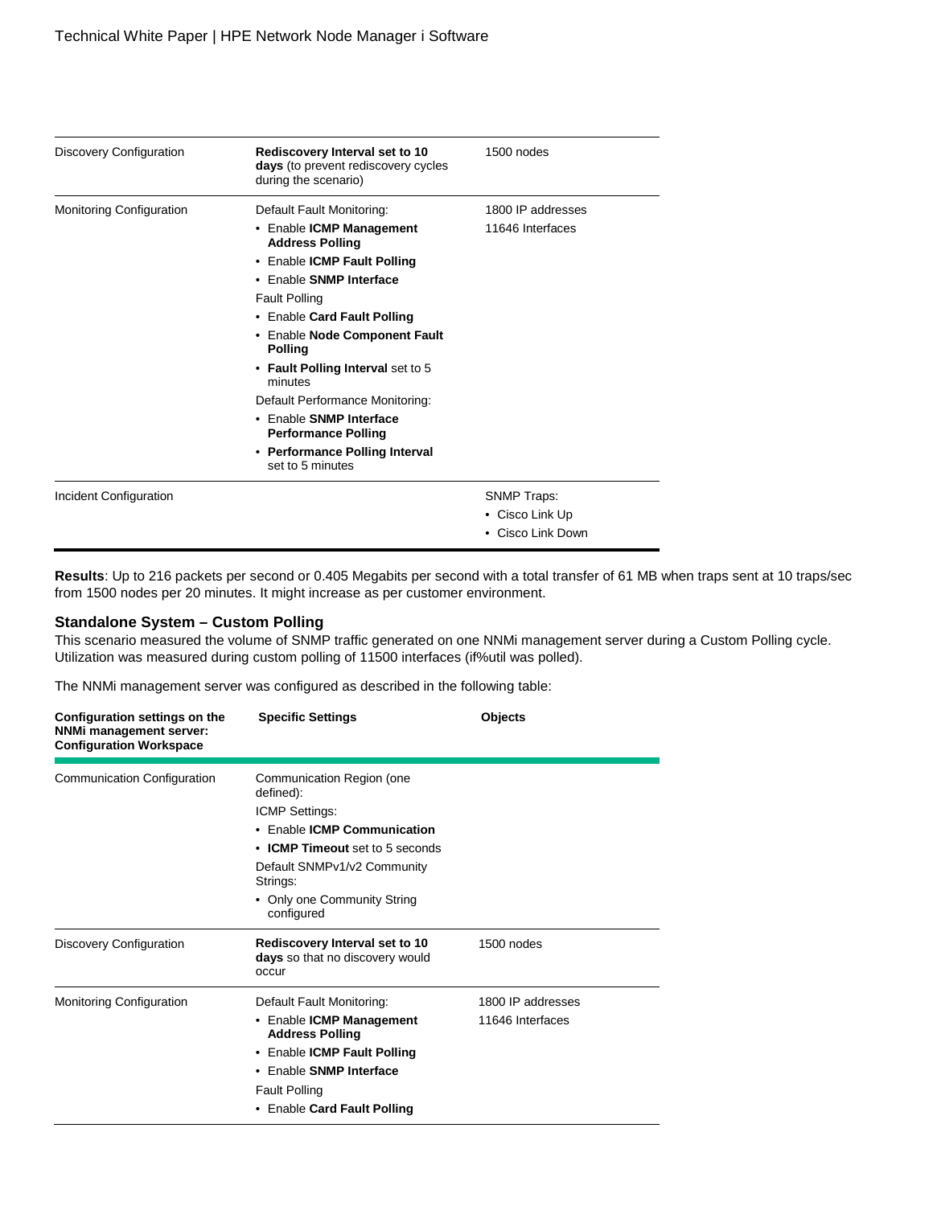| | | |
|---|---|---|
| Discovery Configuration | **Rediscovery Interval set to 10 days** (to prevent rediscovery cycles during the scenario) | 1500 nodes |
| Monitoring Configuration | Default Fault Monitoring:<br>• Enable **ICMP Management Address Polling**<br>• Enable **ICMP Fault Polling**<br>• Enable **SNMP Interface**<br>Fault Polling<br>• Enable **Card Fault Polling**<br>• Enable **Node Component Fault Polling**<br>• **Fault Polling Interval** set to 5 minutes<br>Default Performance Monitoring:<br>• Enable **SNMP Interface Performance Polling**<br>• **Performance Polling Interval** set to 5 minutes | 1800 IP addresses<br>11646 Interfaces |
| Incident Configuration | | SNMP Traps:<br>• Cisco Link Up<br>• Cisco Link Down |

**Results**: Up to 216 packets per second or 0.405 Megabits per second with a total transfer of 61 MB when traps sent at 10 traps/sec from 1500 nodes per 20 minutes. It might increase as per customer environment.

### Standalone System – Custom Polling

This scenario measured the volume of SNMP traffic generated on one NNMi management server during a Custom Polling cycle. Utilization was measured during custom polling of 11500 interfaces (if%util was polled).

The NNMi management server was configured as described in the following table:

| Configuration settings on the NNMi management server: Configuration Workspace | Specific Settings | Objects |
|---|---|---|
| Communication Configuration | Communication Region (one defined):<br>ICMP Settings:<br>• Enable **ICMP Communication**<br>• **ICMP Timeout** set to 5 seconds<br>Default SNMPv1/v2 Community Strings:<br>• Only one Community String configured | |
| Discovery Configuration | **Rediscovery Interval set to 10 days** so that no discovery would occur | 1500 nodes |
| Monitoring Configuration | Default Fault Monitoring:<br>• Enable **ICMP Management Address Polling**<br>• Enable **ICMP Fault Polling**<br>• Enable **SNMP Interface**<br>Fault Polling<br>• Enable **Card Fault Polling** | 1800 IP addresses<br>11646 Interfaces |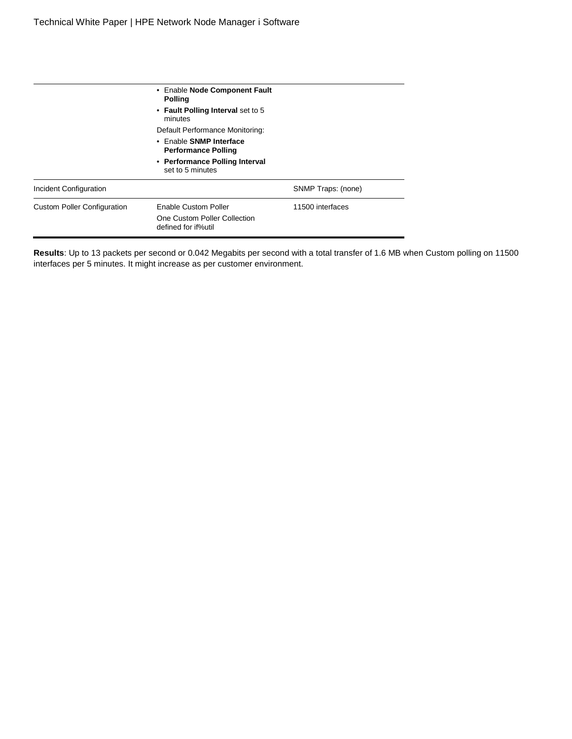| | | |
|---|---|---|
| | • Enable **Node Component Fault Polling**<br>• **Fault Polling Interval** set to 5 minutes<br>Default Performance Monitoring:<br>• Enable **SNMP Interface Performance Polling**<br>• **Performance Polling Interval** set to 5 minutes | |
| Incident Configuration | | SNMP Traps: (none) |
| Custom Poller Configuration | Enable Custom Poller<br>One Custom Poller Collection defined for if%util | 11500 interfaces |

**Results**: Up to 13 packets per second or 0.042 Megabits per second with a total transfer of 1.6 MB when Custom polling on 11500 interfaces per 5 minutes. It might increase as per customer environment.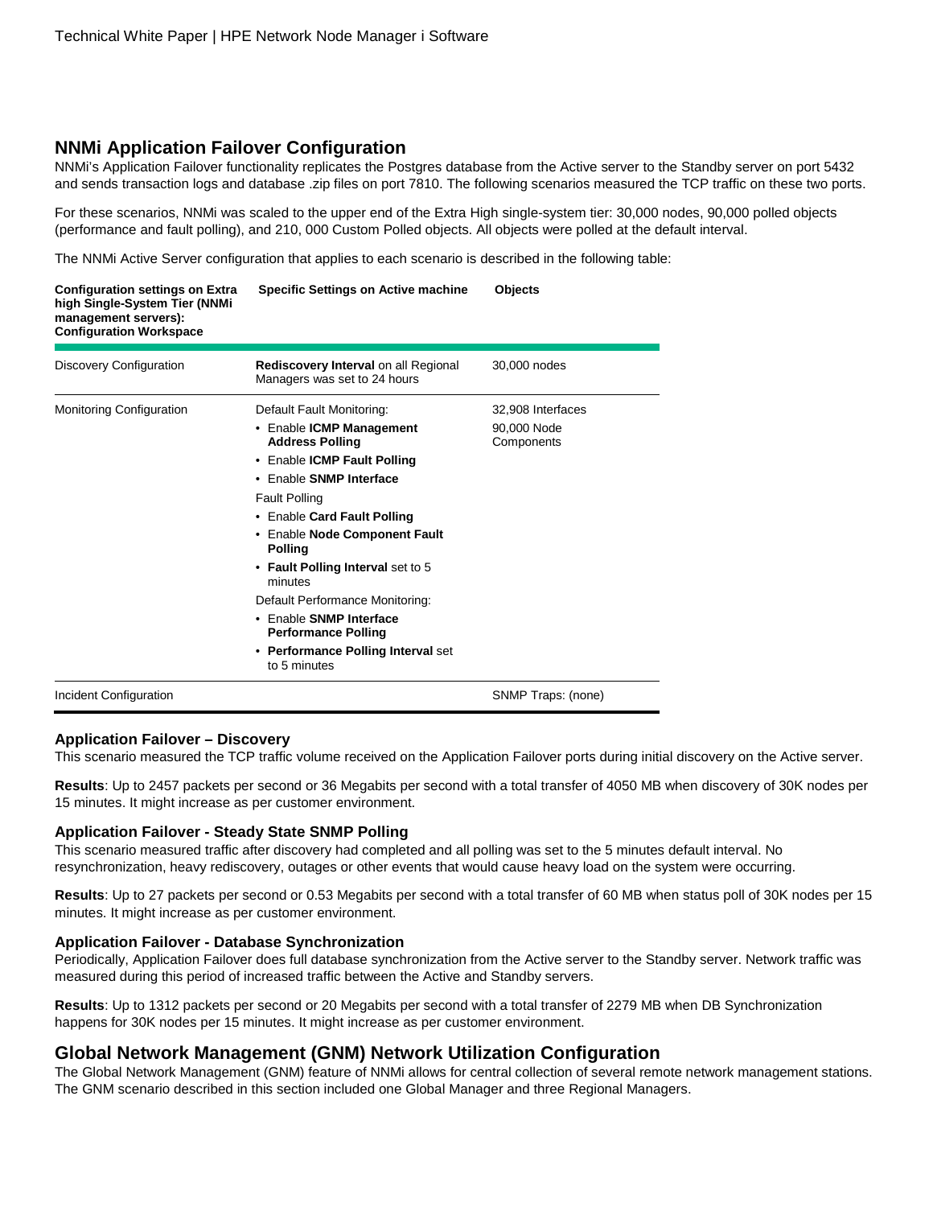## NNMi Application Failover Configuration

NNMi's Application Failover functionality replicates the Postgres database from the Active server to the Standby server on port 5432 and sends transaction logs and database .zip files on port 7810. The following scenarios measured the TCP traffic on these two ports.

For these scenarios, NNMi was scaled to the upper end of the Extra High single-system tier: 30,000 nodes, 90,000 polled objects (performance and fault polling), and 210, 000 Custom Polled objects. All objects were polled at the default interval.

The NNMi Active Server configuration that applies to each scenario is described in the following table:

| Configuration settings on Extra high Single-System Tier (NNMi management servers): Configuration Workspace | Specific Settings on Active machine | Objects |
|---|---|---|
| Discovery Configuration | **Rediscovery Interval** on all Regional Managers was set to 24 hours | 30,000 nodes |
| Monitoring Configuration | Default Fault Monitoring:<br>• Enable **ICMP Management Address Polling**<br>• Enable **ICMP Fault Polling**<br>• Enable **SNMP Interface**<br>Fault Polling<br>• Enable **Card Fault Polling**<br>• Enable **Node Component Fault Polling**<br>• **Fault Polling Interval** set to 5 minutes<br>Default Performance Monitoring:<br>• Enable **SNMP Interface Performance Polling**<br>• **Performance Polling Interval** set to 5 minutes | 32,908 Interfaces<br>90,000 Node Components |
| Incident Configuration | | SNMP Traps: (none) |

### Application Failover – Discovery

This scenario measured the TCP traffic volume received on the Application Failover ports during initial discovery on the Active server.

**Results**: Up to 2457 packets per second or 36 Megabits per second with a total transfer of 4050 MB when discovery of 30K nodes per 15 minutes. It might increase as per customer environment.

### Application Failover - Steady State SNMP Polling

This scenario measured traffic after discovery had completed and all polling was set to the 5 minutes default interval. No resynchronization, heavy rediscovery, outages or other events that would cause heavy load on the system were occurring.

**Results**: Up to 27 packets per second or 0.53 Megabits per second with a total transfer of 60 MB when status poll of 30K nodes per 15 minutes. It might increase as per customer environment.

### Application Failover - Database Synchronization

Periodically, Application Failover does full database synchronization from the Active server to the Standby server. Network traffic was measured during this period of increased traffic between the Active and Standby servers.

**Results**: Up to 1312 packets per second or 20 Megabits per second with a total transfer of 2279 MB when DB Synchronization happens for 30K nodes per 15 minutes. It might increase as per customer environment.

## Global Network Management (GNM) Network Utilization Configuration

The Global Network Management (GNM) feature of NNMi allows for central collection of several remote network management stations. The GNM scenario described in this section included one Global Manager and three Regional Managers.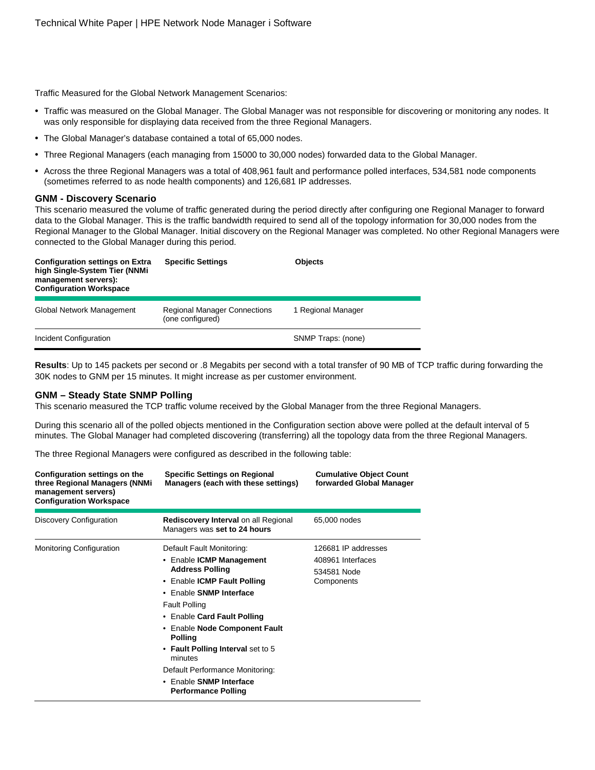Traffic Measured for the Global Network Management Scenarios:

- Traffic was measured on the Global Manager. The Global Manager was not responsible for discovering or monitoring any nodes. It was only responsible for displaying data received from the three Regional Managers.
- The Global Manager's database contained a total of 65,000 nodes.
- Three Regional Managers (each managing from 15000 to 30,000 nodes) forwarded data to the Global Manager.
- Across the three Regional Managers was a total of 408,961 fault and performance polled interfaces, 534,581 node components (sometimes referred to as node health components) and 126,681 IP addresses.

### GNM - Discovery Scenario

This scenario measured the volume of traffic generated during the period directly after configuring one Regional Manager to forward data to the Global Manager. This is the traffic bandwidth required to send all of the topology information for 30,000 nodes from the Regional Manager to the Global Manager. Initial discovery on the Regional Manager was completed. No other Regional Managers were connected to the Global Manager during this period.

| Configuration settings on Extra high Single-System Tier (NNMi management servers): Configuration Workspace | Specific Settings | Objects |
|---|---|---|
| Global Network Management | Regional Manager Connections (one configured) | 1 Regional Manager |
| Incident Configuration | | SNMP Traps: (none) |

**Results**: Up to 145 packets per second or .8 Megabits per second with a total transfer of 90 MB of TCP traffic during forwarding the 30K nodes to GNM per 15 minutes. It might increase as per customer environment.

### GNM – Steady State SNMP Polling

This scenario measured the TCP traffic volume received by the Global Manager from the three Regional Managers.

During this scenario all of the polled objects mentioned in the Configuration section above were polled at the default interval of 5 minutes. The Global Manager had completed discovering (transferring) all the topology data from the three Regional Managers.

The three Regional Managers were configured as described in the following table:

| Configuration settings on the three Regional Managers (NNMi management servers) Configuration Workspace | Specific Settings on Regional Managers (each with these settings) | Cumulative Object Count forwarded Global Manager |
|---|---|---|
| Discovery Configuration | **Rediscovery Interval** on all Regional Managers was **set to 24 hours** | 65,000 nodes |
| Monitoring Configuration | Default Fault Monitoring:<br>• Enable **ICMP Management Address Polling**<br>• Enable **ICMP Fault Polling**<br>• Enable **SNMP Interface**<br>Fault Polling<br>• Enable **Card Fault Polling**<br>• Enable **Node Component Fault Polling**<br>• **Fault Polling Interval** set to 5 minutes<br>Default Performance Monitoring:<br>• Enable **SNMP Interface Performance Polling** | 126681 IP addresses<br>408961 Interfaces<br>534581 Node Components |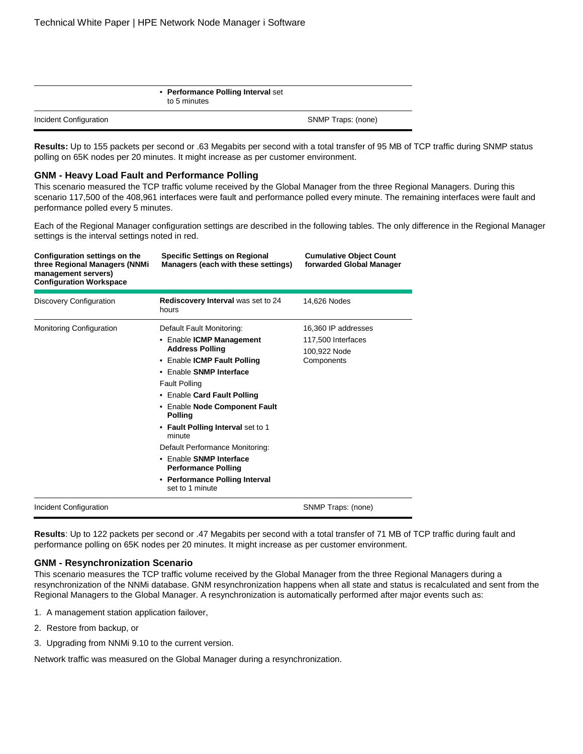| | • **Performance Polling Interval** set to 5 minutes | |
|---|---|---|
| Incident Configuration | | SNMP Traps: (none) |

**Results:** Up to 155 packets per second or .63 Megabits per second with a total transfer of 95 MB of TCP traffic during SNMP status polling on 65K nodes per 20 minutes. It might increase as per customer environment.

### GNM - Heavy Load Fault and Performance Polling

This scenario measured the TCP traffic volume received by the Global Manager from the three Regional Managers. During this scenario 117,500 of the 408,961 interfaces were fault and performance polled every minute. The remaining interfaces were fault and performance polled every 5 minutes.

Each of the Regional Manager configuration settings are described in the following tables. The only difference in the Regional Manager settings is the interval settings noted in red.

| Configuration settings on the three Regional Managers (NNMi management servers) Configuration Workspace | Specific Settings on Regional Managers (each with these settings) | Cumulative Object Count forwarded Global Manager |
|---|---|---|
| Discovery Configuration | **Rediscovery Interval** was set to 24 hours | 14,626 Nodes |
| Monitoring Configuration | Default Fault Monitoring:<br>• Enable **ICMP Management Address Polling**<br>• Enable **ICMP Fault Polling**<br>• Enable **SNMP Interface** Fault Polling<br>• Enable **Card Fault Polling**<br>• Enable **Node Component Fault Polling**<br>• **Fault Polling Interval** set to 1 minute<br>Default Performance Monitoring:<br>• Enable **SNMP Interface Performance Polling**<br>• **Performance Polling Interval** set to 1 minute | 16,360 IP addresses<br>117,500 Interfaces<br>100,922 Node Components |
| Incident Configuration | | SNMP Traps: (none) |

**Results**: Up to 122 packets per second or .47 Megabits per second with a total transfer of 71 MB of TCP traffic during fault and performance polling on 65K nodes per 20 minutes. It might increase as per customer environment.

### GNM - Resynchronization Scenario

This scenario measures the TCP traffic volume received by the Global Manager from the three Regional Managers during a resynchronization of the NNMi database. GNM resynchronization happens when all state and status is recalculated and sent from the Regional Managers to the Global Manager. A resynchronization is automatically performed after major events such as:

1. A management station application failover,
2. Restore from backup, or
3. Upgrading from NNMi 9.10 to the current version.

Network traffic was measured on the Global Manager during a resynchronization.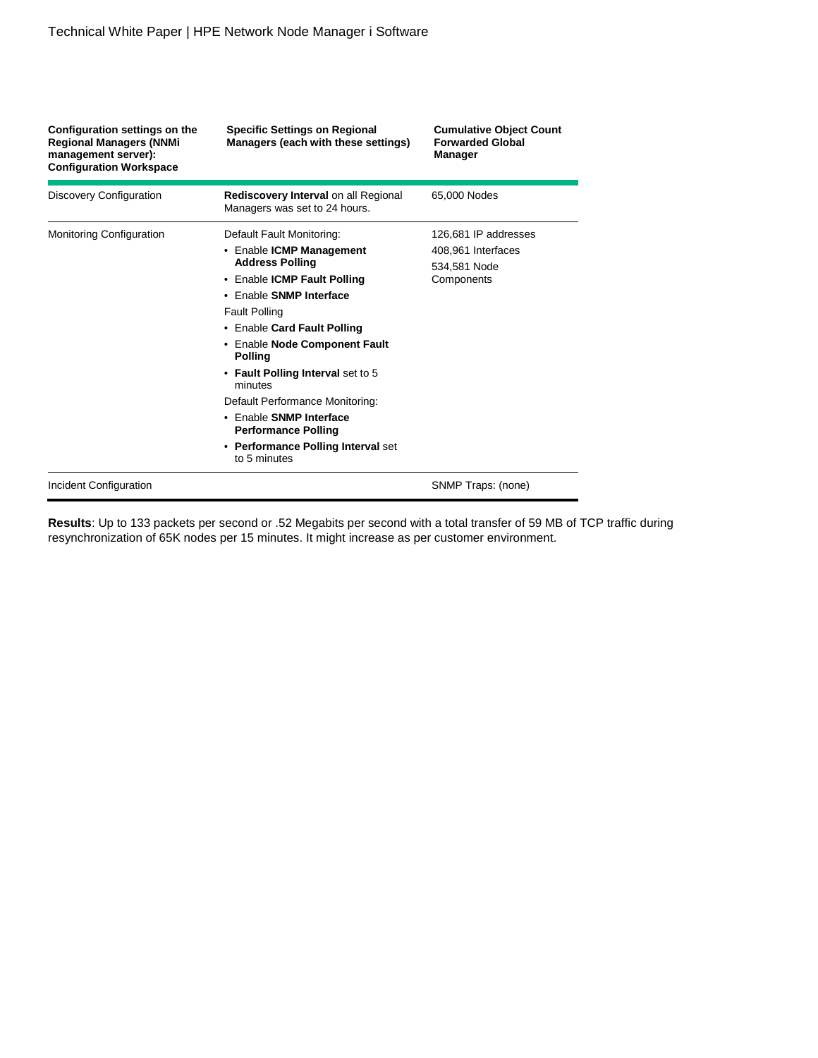| **Configuration settings on the Regional Managers (NNMi management server): Configuration Workspace** | **Specific Settings on Regional Managers (each with these settings)** | **Cumulative Object Count Forwarded Global Manager** |
|---|---|---|
| Discovery Configuration | **Rediscovery Interval** on all Regional Managers was set to 24 hours. | 65,000 Nodes |
| Monitoring Configuration | Default Fault Monitoring:<br>• Enable **ICMP Management Address Polling**<br>• Enable **ICMP Fault Polling**<br>• Enable **SNMP Interface**<br>Fault Polling<br>• Enable **Card Fault Polling**<br>• Enable **Node Component Fault Polling**<br>• **Fault Polling Interval** set to 5 minutes<br>Default Performance Monitoring:<br>• Enable **SNMP Interface Performance Polling**<br>• **Performance Polling Interval** set to 5 minutes | 126,681 IP addresses<br>408,961 Interfaces<br>534,581 Node Components |
| Incident Configuration | | SNMP Traps: (none) |

**Results**: Up to 133 packets per second or .52 Megabits per second with a total transfer of 59 MB of TCP traffic during resynchronization of 65K nodes per 15 minutes. It might increase as per customer environment.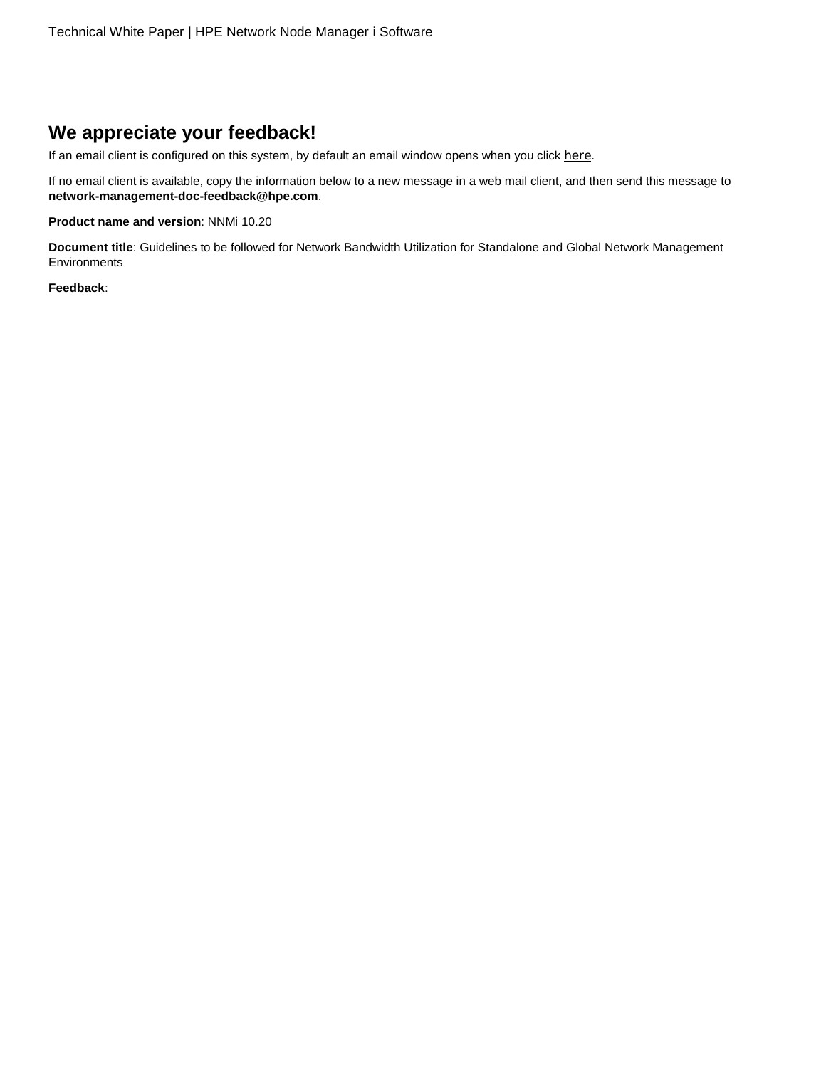## We appreciate your feedback!

If an email client is configured on this system, by default an email window opens when you click here.

If no email client is available, copy the information below to a new message in a web mail client, and then send this message to **network-management-doc-feedback@hpe.com**.

**Product name and version**: NNMi 10.20

**Document title**: Guidelines to be followed for Network Bandwidth Utilization for Standalone and Global Network Management Environments

**Feedback**: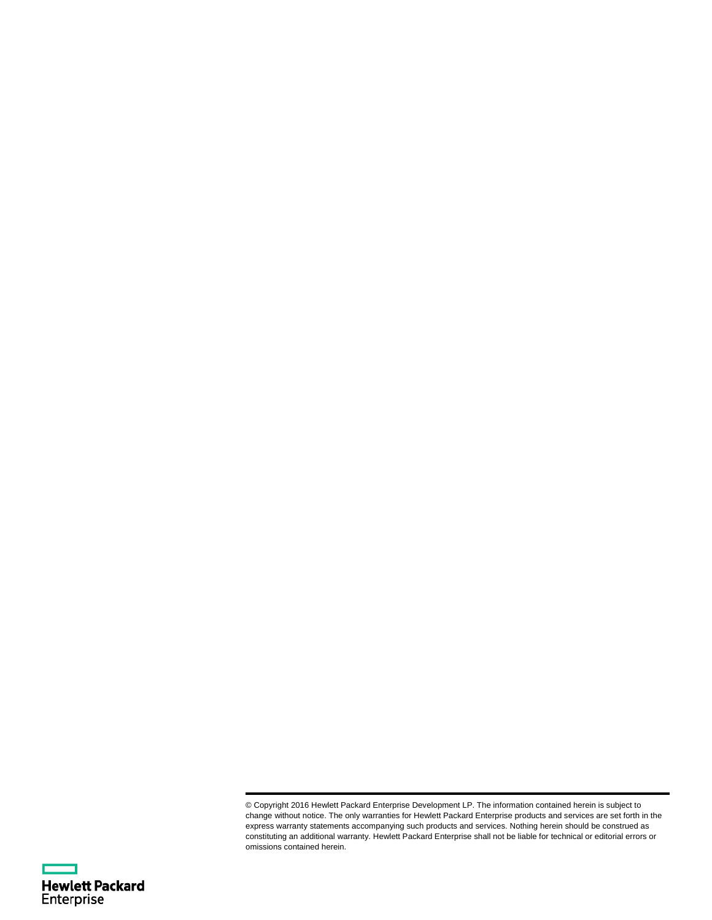© Copyright 2016 Hewlett Packard Enterprise Development LP. The information contained herein is subject to change without notice. The only warranties for Hewlett Packard Enterprise products and services are set forth in the express warranty statements accompanying such products and services. Nothing herein should be construed as constituting an additional warranty. Hewlett Packard Enterprise shall not be liable for technical or editorial errors or omissions contained herein.

Hewlett Packard Enterprise